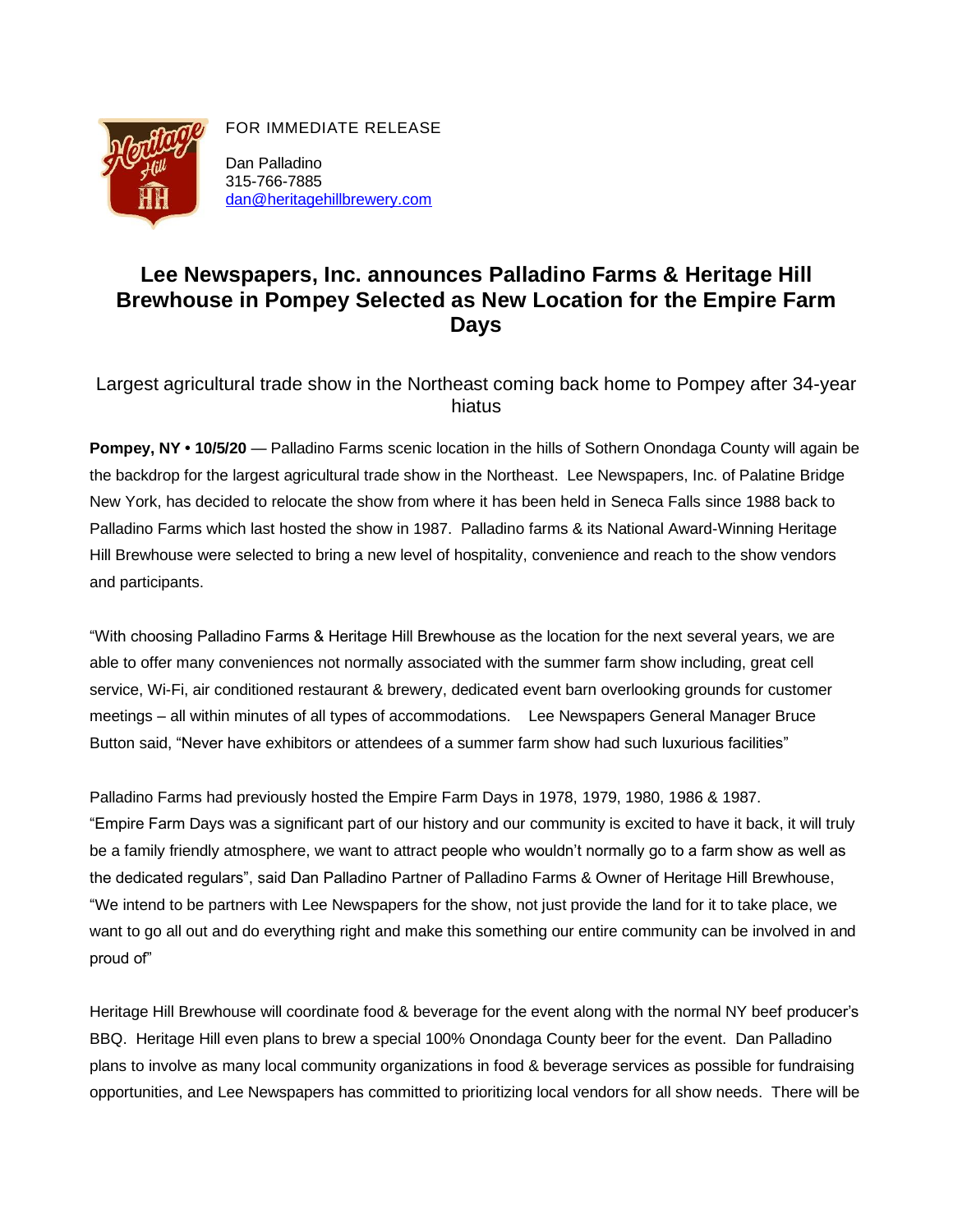FOR IMMEDIATE RELEASE

Dan Palladino
315-766-7885
dan@heritagehillbrewery.com

# Lee Newspapers, Inc. announces Palladino Farms & Heritage Hill Brewhouse in Pompey Selected as New Location for the Empire Farm Days

Largest agricultural trade show in the Northeast coming back home to Pompey after 34-year hiatus

**Pompey, NY • 10/5/20** — Palladino Farms scenic location in the hills of Sothern Onondaga County will again be the backdrop for the largest agricultural trade show in the Northeast. Lee Newspapers, Inc. of Palatine Bridge New York, has decided to relocate the show from where it has been held in Seneca Falls since 1988 back to Palladino Farms which last hosted the show in 1987. Palladino farms & its National Award-Winning Heritage Hill Brewhouse were selected to bring a new level of hospitality, convenience and reach to the show vendors and participants.

"With choosing Palladino Farms & Heritage Hill Brewhouse as the location for the next several years, we are able to offer many conveniences not normally associated with the summer farm show including, great cell service, Wi-Fi, air conditioned restaurant & brewery, dedicated event barn overlooking grounds for customer meetings – all within minutes of all types of accommodations. Lee Newspapers General Manager Bruce Button said, "Never have exhibitors or attendees of a summer farm show had such luxurious facilities"

Palladino Farms had previously hosted the Empire Farm Days in 1978, 1979, 1980, 1986 & 1987. "Empire Farm Days was a significant part of our history and our community is excited to have it back, it will truly be a family friendly atmosphere, we want to attract people who wouldn't normally go to a farm show as well as the dedicated regulars", said Dan Palladino Partner of Palladino Farms & Owner of Heritage Hill Brewhouse, "We intend to be partners with Lee Newspapers for the show, not just provide the land for it to take place, we want to go all out and do everything right and make this something our entire community can be involved in and proud of"

Heritage Hill Brewhouse will coordinate food & beverage for the event along with the normal NY beef producer's BBQ. Heritage Hill even plans to brew a special 100% Onondaga County beer for the event. Dan Palladino plans to involve as many local community organizations in food & beverage services as possible for fundraising opportunities, and Lee Newspapers has committed to prioritizing local vendors for all show needs. There will be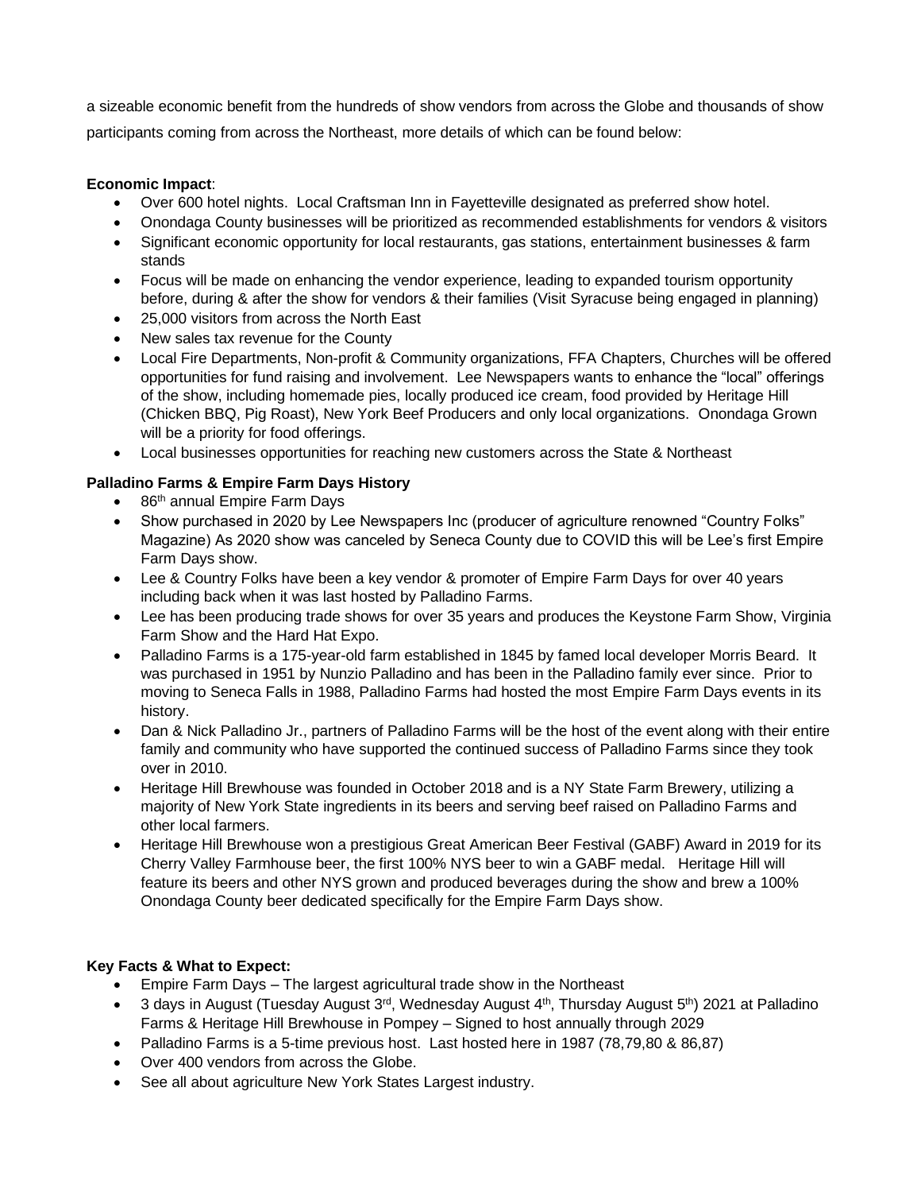a sizeable economic benefit from the hundreds of show vendors from across the Globe and thousands of show participants coming from across the Northeast, more details of which can be found below:

**Economic Impact**:

- Over 600 hotel nights. Local Craftsman Inn in Fayetteville designated as preferred show hotel.
- Onondaga County businesses will be prioritized as recommended establishments for vendors & visitors
- Significant economic opportunity for local restaurants, gas stations, entertainment businesses & farm stands
- Focus will be made on enhancing the vendor experience, leading to expanded tourism opportunity before, during & after the show for vendors & their families (Visit Syracuse being engaged in planning)
- 25,000 visitors from across the North East
- New sales tax revenue for the County
- Local Fire Departments, Non-profit & Community organizations, FFA Chapters, Churches will be offered opportunities for fund raising and involvement. Lee Newspapers wants to enhance the "local" offerings of the show, including homemade pies, locally produced ice cream, food provided by Heritage Hill (Chicken BBQ, Pig Roast), New York Beef Producers and only local organizations. Onondaga Grown will be a priority for food offerings.
- Local businesses opportunities for reaching new customers across the State & Northeast

**Palladino Farms & Empire Farm Days History**

- 86th annual Empire Farm Days
- Show purchased in 2020 by Lee Newspapers Inc (producer of agriculture renowned "Country Folks" Magazine) As 2020 show was canceled by Seneca County due to COVID this will be Lee's first Empire Farm Days show.
- Lee & Country Folks have been a key vendor & promoter of Empire Farm Days for over 40 years including back when it was last hosted by Palladino Farms.
- Lee has been producing trade shows for over 35 years and produces the Keystone Farm Show, Virginia Farm Show and the Hard Hat Expo.
- Palladino Farms is a 175-year-old farm established in 1845 by famed local developer Morris Beard. It was purchased in 1951 by Nunzio Palladino and has been in the Palladino family ever since. Prior to moving to Seneca Falls in 1988, Palladino Farms had hosted the most Empire Farm Days events in its history.
- Dan & Nick Palladino Jr., partners of Palladino Farms will be the host of the event along with their entire family and community who have supported the continued success of Palladino Farms since they took over in 2010.
- Heritage Hill Brewhouse was founded in October 2018 and is a NY State Farm Brewery, utilizing a majority of New York State ingredients in its beers and serving beef raised on Palladino Farms and other local farmers.
- Heritage Hill Brewhouse won a prestigious Great American Beer Festival (GABF) Award in 2019 for its Cherry Valley Farmhouse beer, the first 100% NYS beer to win a GABF medal. Heritage Hill will feature its beers and other NYS grown and produced beverages during the show and brew a 100% Onondaga County beer dedicated specifically for the Empire Farm Days show.

**Key Facts & What to Expect:**

- Empire Farm Days – The largest agricultural trade show in the Northeast
- 3 days in August (Tuesday August 3rd, Wednesday August 4th, Thursday August 5th) 2021 at Palladino Farms & Heritage Hill Brewhouse in Pompey – Signed to host annually through 2029
- Palladino Farms is a 5-time previous host. Last hosted here in 1987 (78,79,80 & 86,87)
- Over 400 vendors from across the Globe.
- See all about agriculture New York States Largest industry.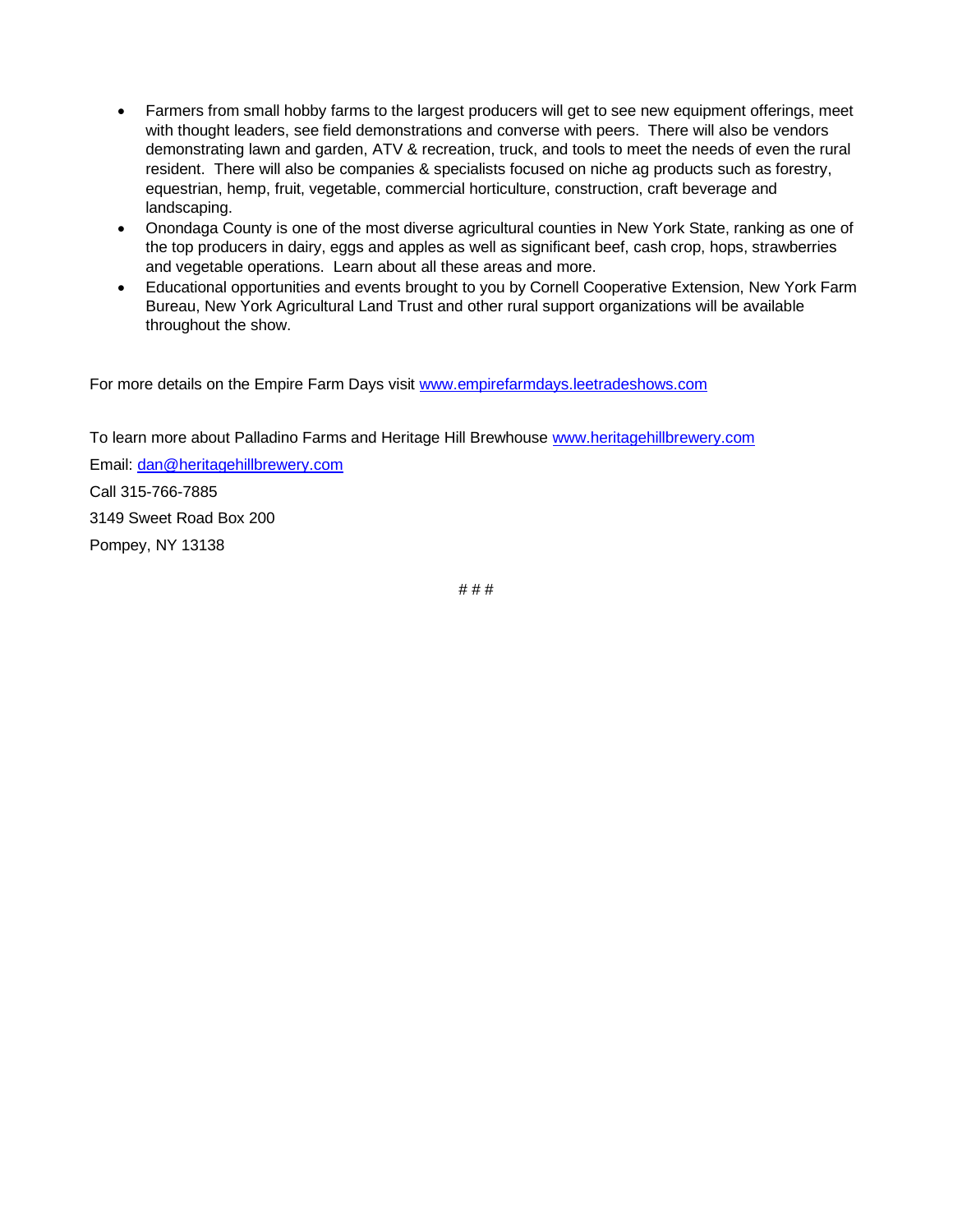- Farmers from small hobby farms to the largest producers will get to see new equipment offerings, meet with thought leaders, see field demonstrations and converse with peers. There will also be vendors demonstrating lawn and garden, ATV & recreation, truck, and tools to meet the needs of even the rural resident. There will also be companies & specialists focused on niche ag products such as forestry, equestrian, hemp, fruit, vegetable, commercial horticulture, construction, craft beverage and landscaping.
- Onondaga County is one of the most diverse agricultural counties in New York State, ranking as one of the top producers in dairy, eggs and apples as well as significant beef, cash crop, hops, strawberries and vegetable operations. Learn about all these areas and more.
- Educational opportunities and events brought to you by Cornell Cooperative Extension, New York Farm Bureau, New York Agricultural Land Trust and other rural support organizations will be available throughout the show.

For more details on the Empire Farm Days visit [www.empirefarmdays.leetradeshows.com](http://www.empirefarmdays.leetradeshows.com)

To learn more about Palladino Farms and Heritage Hill Brewhouse [www.heritagehillbrewery.com](http://www.heritagehillbrewery.com)

Email: [dan@heritagehillbrewery.com](mailto:dan@heritagehillbrewery.com)

Call 315-766-7885

3149 Sweet Road Box 200

Pompey, NY 13138

# # #